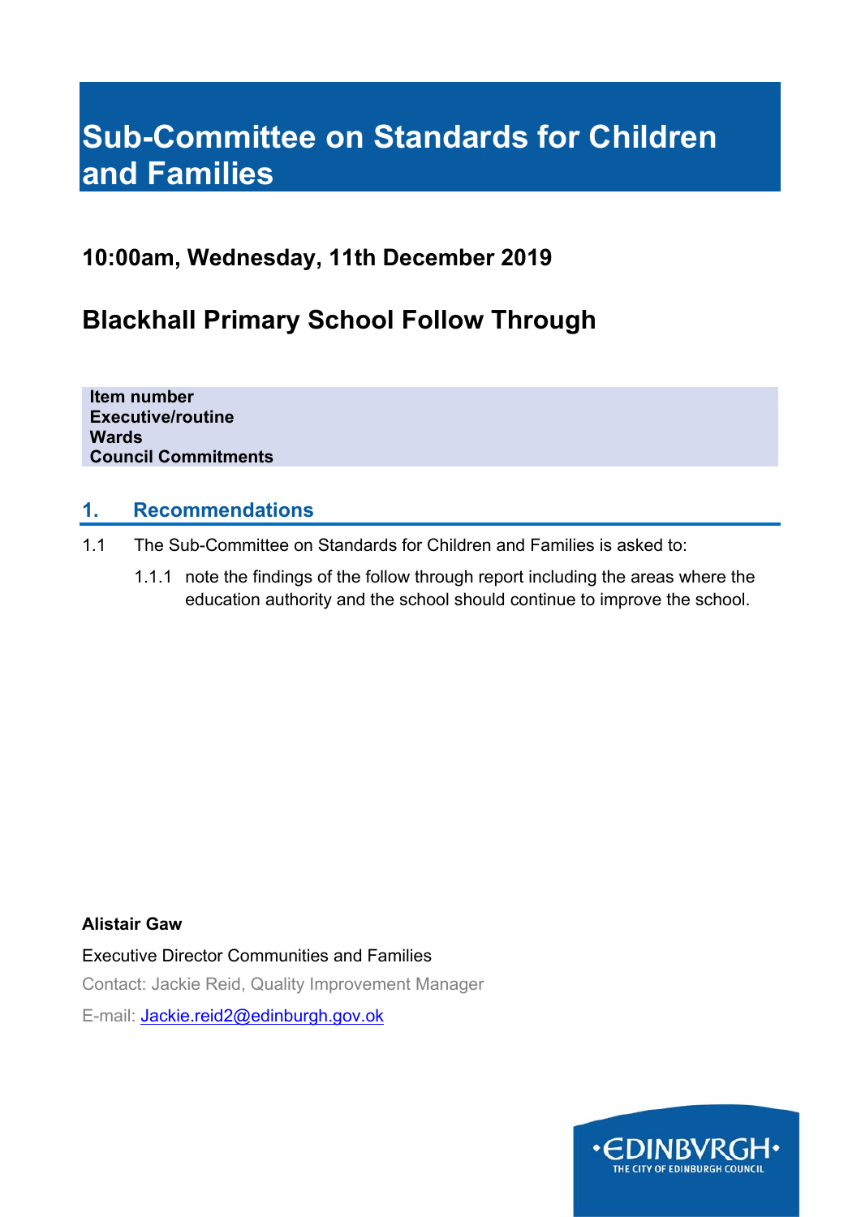# Sub-Committee on Standards for Children and Families

## 10:00am, Wednesday, 11th December 2019

## Blackhall Primary School Follow Through

| |
|---|
| **Item number** |
| **Executive/routine** |
| **Wards** |
| **Council Commitments** |

### 1. Recommendations

1.1 The Sub-Committee on Standards for Children and Families is asked to:

1.1.1 note the findings of the follow through report including the areas where the education authority and the school should continue to improve the school.

**Alistair Gaw**

Executive Director Communities and Families

Contact: Jackie Reid, Quality Improvement Manager

E-mail: Jackie.reid2@edinburgh.gov.ok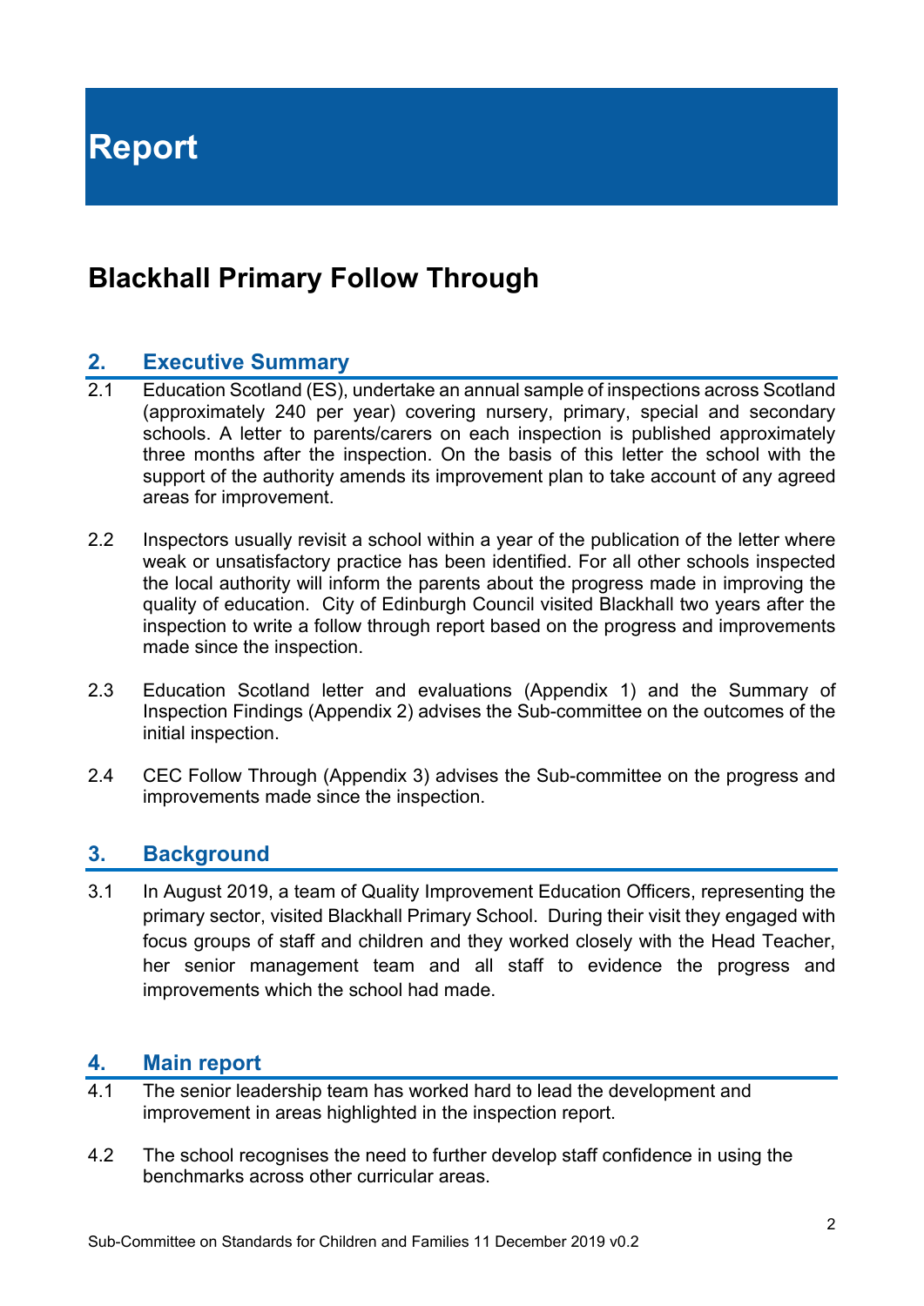# Report

## Blackhall Primary Follow Through

### 2. Executive Summary

2.1 Education Scotland (ES), undertake an annual sample of inspections across Scotland (approximately 240 per year) covering nursery, primary, special and secondary schools. A letter to parents/carers on each inspection is published approximately three months after the inspection. On the basis of this letter the school with the support of the authority amends its improvement plan to take account of any agreed areas for improvement.

2.2 Inspectors usually revisit a school within a year of the publication of the letter where weak or unsatisfactory practice has been identified. For all other schools inspected the local authority will inform the parents about the progress made in improving the quality of education. City of Edinburgh Council visited Blackhall two years after the inspection to write a follow through report based on the progress and improvements made since the inspection.

2.3 Education Scotland letter and evaluations (Appendix 1) and the Summary of Inspection Findings (Appendix 2) advises the Sub-committee on the outcomes of the initial inspection.

2.4 CEC Follow Through (Appendix 3) advises the Sub-committee on the progress and improvements made since the inspection.

### 3. Background

3.1 In August 2019, a team of Quality Improvement Education Officers, representing the primary sector, visited Blackhall Primary School. During their visit they engaged with focus groups of staff and children and they worked closely with the Head Teacher, her senior management team and all staff to evidence the progress and improvements which the school had made.

### 4. Main report

4.1 The senior leadership team has worked hard to lead the development and improvement in areas highlighted in the inspection report.

4.2 The school recognises the need to further develop staff confidence in using the benchmarks across other curricular areas.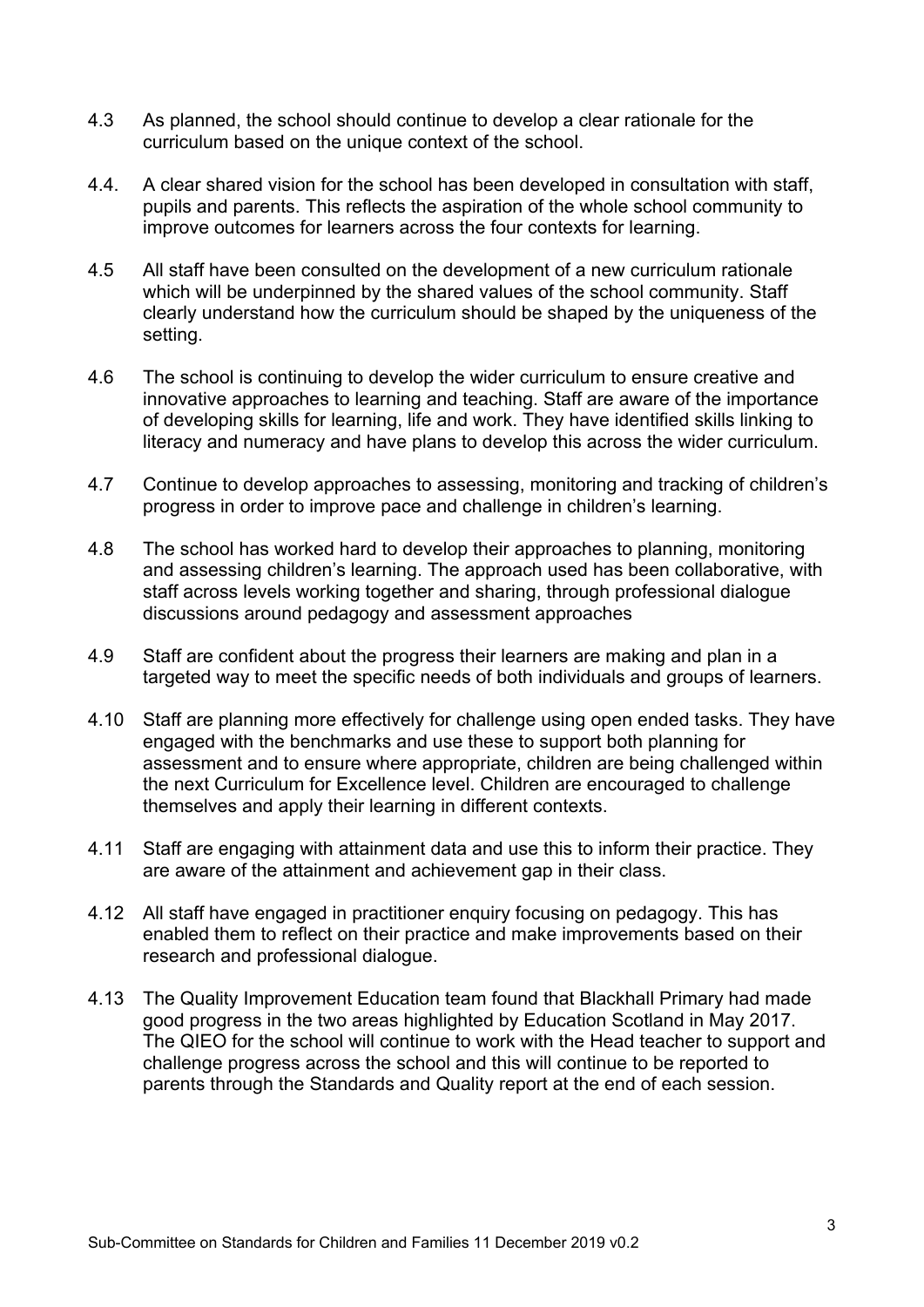4.3 As planned, the school should continue to develop a clear rationale for the curriculum based on the unique context of the school.

4.4. A clear shared vision for the school has been developed in consultation with staff, pupils and parents. This reflects the aspiration of the whole school community to improve outcomes for learners across the four contexts for learning.

4.5 All staff have been consulted on the development of a new curriculum rationale which will be underpinned by the shared values of the school community. Staff clearly understand how the curriculum should be shaped by the uniqueness of the setting.

4.6 The school is continuing to develop the wider curriculum to ensure creative and innovative approaches to learning and teaching. Staff are aware of the importance of developing skills for learning, life and work. They have identified skills linking to literacy and numeracy and have plans to develop this across the wider curriculum.

4.7 Continue to develop approaches to assessing, monitoring and tracking of children's progress in order to improve pace and challenge in children's learning.

4.8 The school has worked hard to develop their approaches to planning, monitoring and assessing children's learning. The approach used has been collaborative, with staff across levels working together and sharing, through professional dialogue discussions around pedagogy and assessment approaches

4.9 Staff are confident about the progress their learners are making and plan in a targeted way to meet the specific needs of both individuals and groups of learners.

4.10 Staff are planning more effectively for challenge using open ended tasks. They have engaged with the benchmarks and use these to support both planning for assessment and to ensure where appropriate, children are being challenged within the next Curriculum for Excellence level. Children are encouraged to challenge themselves and apply their learning in different contexts.

4.11 Staff are engaging with attainment data and use this to inform their practice. They are aware of the attainment and achievement gap in their class.

4.12 All staff have engaged in practitioner enquiry focusing on pedagogy. This has enabled them to reflect on their practice and make improvements based on their research and professional dialogue.

4.13 The Quality Improvement Education team found that Blackhall Primary had made good progress in the two areas highlighted by Education Scotland in May 2017. The QIEO for the school will continue to work with the Head teacher to support and challenge progress across the school and this will continue to be reported to parents through the Standards and Quality report at the end of each session.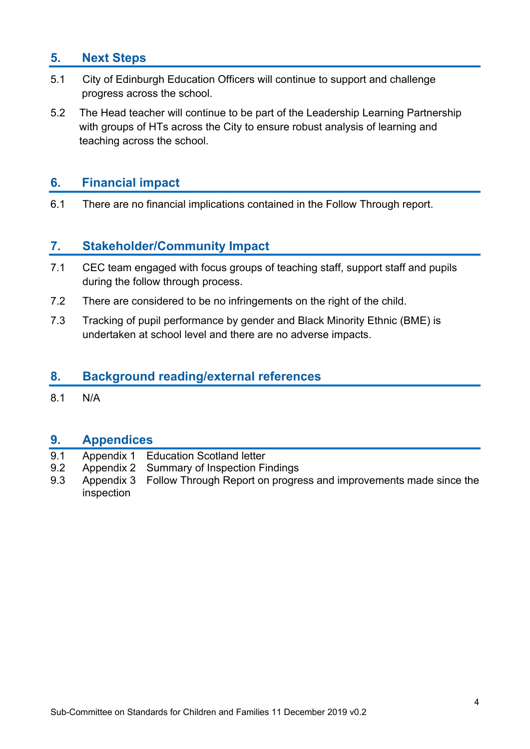## 5. Next Steps

5.1 City of Edinburgh Education Officers will continue to support and challenge progress across the school.

5.2 The Head teacher will continue to be part of the Leadership Learning Partnership with groups of HTs across the City to ensure robust analysis of learning and teaching across the school.

## 6. Financial impact

6.1 There are no financial implications contained in the Follow Through report.

## 7. Stakeholder/Community Impact

7.1 CEC team engaged with focus groups of teaching staff, support staff and pupils during the follow through process.

7.2 There are considered to be no infringements on the right of the child.

7.3 Tracking of pupil performance by gender and Black Minority Ethnic (BME) is undertaken at school level and there are no adverse impacts.

## 8. Background reading/external references

8.1 N/A

## 9. Appendices

9.1 Appendix 1 Education Scotland letter
9.2 Appendix 2 Summary of Inspection Findings
9.3 Appendix 3 Follow Through Report on progress and improvements made since the inspection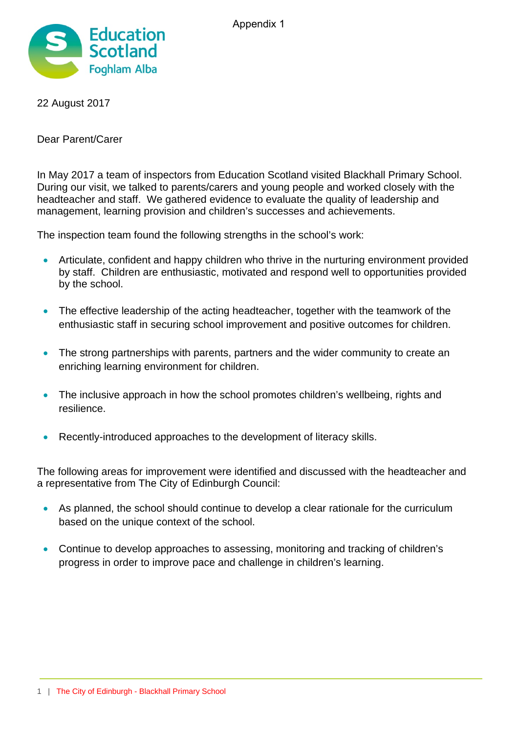Appendix 1

Education Scotland
Foghlam Alba

22 August 2017

Dear Parent/Carer

In May 2017 a team of inspectors from Education Scotland visited Blackhall Primary School. During our visit, we talked to parents/carers and young people and worked closely with the headteacher and staff. We gathered evidence to evaluate the quality of leadership and management, learning provision and children's successes and achievements.

The inspection team found the following strengths in the school's work:

- Articulate, confident and happy children who thrive in the nurturing environment provided by staff. Children are enthusiastic, motivated and respond well to opportunities provided by the school.
- The effective leadership of the acting headteacher, together with the teamwork of the enthusiastic staff in securing school improvement and positive outcomes for children.
- The strong partnerships with parents, partners and the wider community to create an enriching learning environment for children.
- The inclusive approach in how the school promotes children's wellbeing, rights and resilience.
- Recently-introduced approaches to the development of literacy skills.

The following areas for improvement were identified and discussed with the headteacher and a representative from The City of Edinburgh Council:

- As planned, the school should continue to develop a clear rationale for the curriculum based on the unique context of the school.
- Continue to develop approaches to assessing, monitoring and tracking of children's progress in order to improve pace and challenge in children's learning.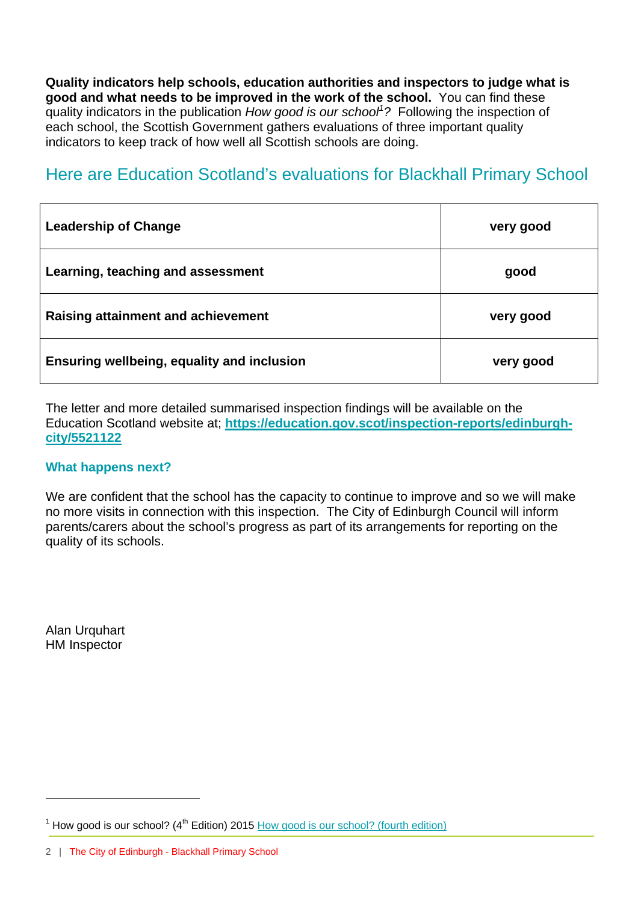**Quality indicators help schools, education authorities and inspectors to judge what is good and what needs to be improved in the work of the school.** You can find these quality indicators in the publication *How good is our school*[1]*?* Following the inspection of each school, the Scottish Government gathers evaluations of three important quality indicators to keep track of how well all Scottish schools are doing.

## Here are Education Scotland's evaluations for Blackhall Primary School

| | |
|---|---|
| **Leadership of Change** | **very good** |
| **Learning, teaching and assessment** | **good** |
| **Raising attainment and achievement** | **very good** |
| **Ensuring wellbeing, equality and inclusion** | **very good** |

The letter and more detailed summarised inspection findings will be available on the Education Scotland website at; **https://education.gov.scot/inspection-reports/edinburgh-city/5521122**

### What happens next?

We are confident that the school has the capacity to continue to improve and so we will make no more visits in connection with this inspection. The City of Edinburgh Council will inform parents/carers about the school's progress as part of its arrangements for reporting on the quality of its schools.

Alan Urquhart
HM Inspector

---

[1] How good is our school? (4th Edition) 2015 How good is our school? (fourth edition)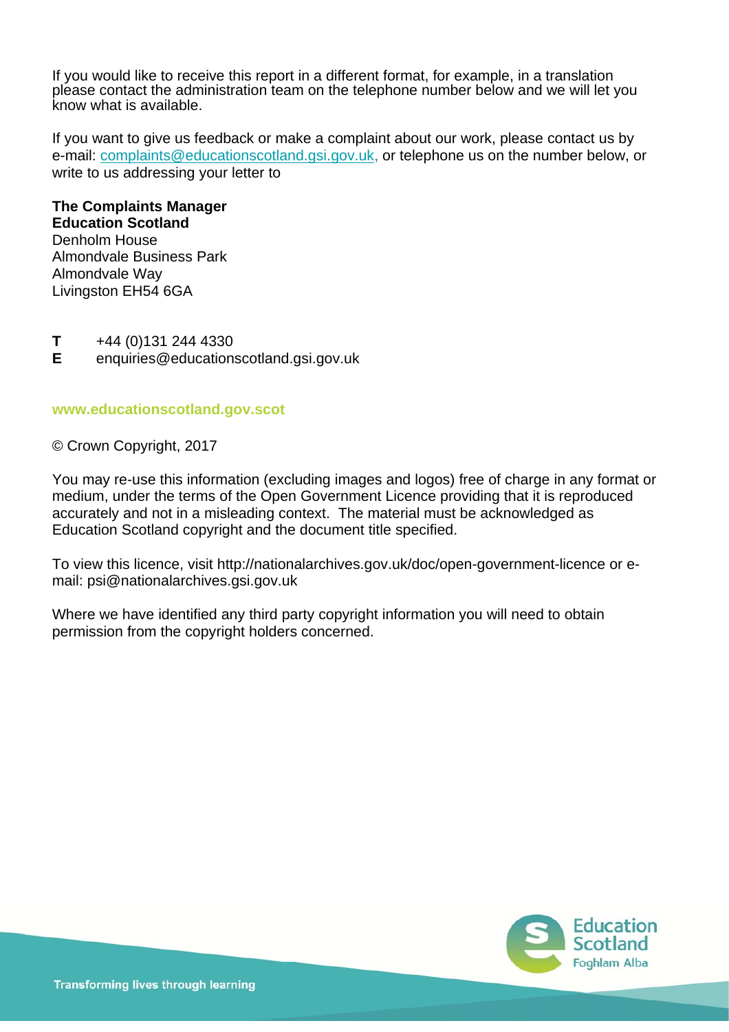If you would like to receive this report in a different format, for example, in a translation please contact the administration team on the telephone number below and we will let you know what is available.

If you want to give us feedback or make a complaint about our work, please contact us by e-mail: complaints@educationscotland.gsi.gov.uk, or telephone us on the number below, or write to us addressing your letter to

**The Complaints Manager**
**Education Scotland**
Denholm House
Almondvale Business Park
Almondvale Way
Livingston EH54 6GA

**T** +44 (0)131 244 4330
**E** enquiries@educationscotland.gsi.gov.uk

**www.educationscotland.gov.scot**

© Crown Copyright, 2017

You may re-use this information (excluding images and logos) free of charge in any format or medium, under the terms of the Open Government Licence providing that it is reproduced accurately and not in a misleading context. The material must be acknowledged as Education Scotland copyright and the document title specified.

To view this licence, visit http://nationalarchives.gov.uk/doc/open-government-licence or e-mail: psi@nationalarchives.gsi.gov.uk

Where we have identified any third party copyright information you will need to obtain permission from the copyright holders concerned.

Education Scotland
Foghlam Alba

Transforming lives through learning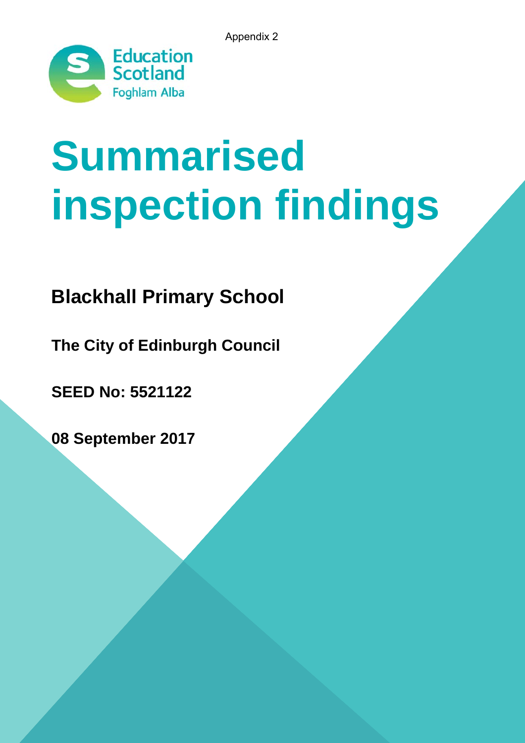Appendix 2

Education Scotland
Foghlam Alba

# Summarised inspection findings

## Blackhall Primary School

**The City of Edinburgh Council**

**SEED No: 5521122**

**08 September 2017**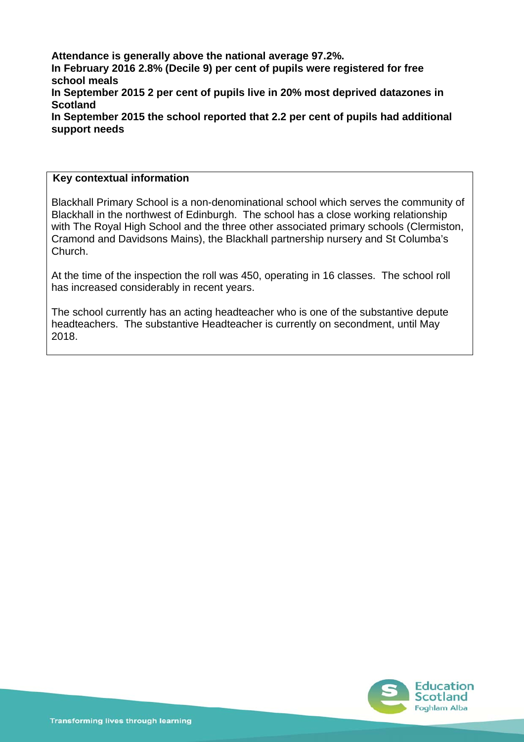**Attendance is generally above the national average 97.2%.**
**In February 2016 2.8% (Decile 9) per cent of pupils were registered for free school meals**
**In September 2015 2 per cent of pupils live in 20% most deprived datazones in Scotland**
**In September 2015 the school reported that 2.2 per cent of pupils had additional support needs**

**Key contextual information**

Blackhall Primary School is a non-denominational school which serves the community of Blackhall in the northwest of Edinburgh. The school has a close working relationship with The Royal High School and the three other associated primary schools (Clermiston, Cramond and Davidsons Mains), the Blackhall partnership nursery and St Columba's Church.

At the time of the inspection the roll was 450, operating in 16 classes. The school roll has increased considerably in recent years.

The school currently has an acting headteacher who is one of the substantive depute headteachers. The substantive Headteacher is currently on secondment, until May 2018.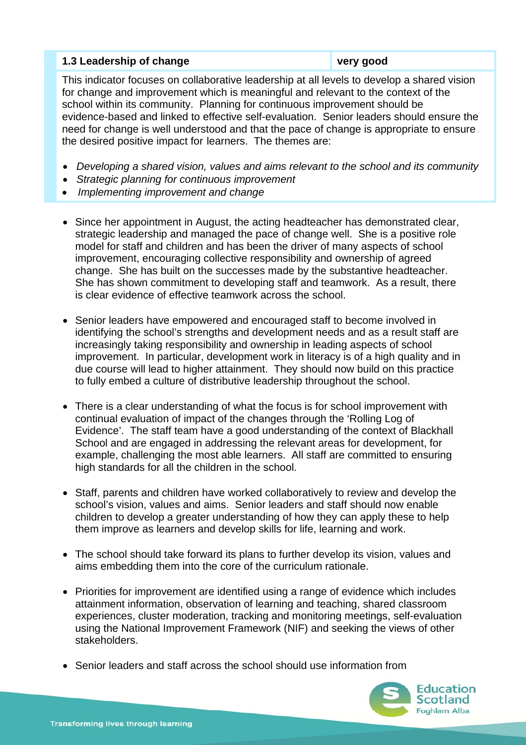| 1.3 Leadership of change | very good |
|---|---|

This indicator focuses on collaborative leadership at all levels to develop a shared vision for change and improvement which is meaningful and relevant to the context of the school within its community. Planning for continuous improvement should be evidence-based and linked to effective self-evaluation. Senior leaders should ensure the need for change is well understood and that the pace of change is appropriate to ensure the desired positive impact for learners. The themes are:

- *Developing a shared vision, values and aims relevant to the school and its community*
- *Strategic planning for continuous improvement*
- *Implementing improvement and change*

- Since her appointment in August, the acting headteacher has demonstrated clear, strategic leadership and managed the pace of change well. She is a positive role model for staff and children and has been the driver of many aspects of school improvement, encouraging collective responsibility and ownership of agreed change. She has built on the successes made by the substantive headteacher. She has shown commitment to developing staff and teamwork. As a result, there is clear evidence of effective teamwork across the school.

- Senior leaders have empowered and encouraged staff to become involved in identifying the school's strengths and development needs and as a result staff are increasingly taking responsibility and ownership in leading aspects of school improvement. In particular, development work in literacy is of a high quality and in due course will lead to higher attainment. They should now build on this practice to fully embed a culture of distributive leadership throughout the school.

- There is a clear understanding of what the focus is for school improvement with continual evaluation of impact of the changes through the 'Rolling Log of Evidence'. The staff team have a good understanding of the context of Blackhall School and are engaged in addressing the relevant areas for development, for example, challenging the most able learners. All staff are committed to ensuring high standards for all the children in the school.

- Staff, parents and children have worked collaboratively to review and develop the school's vision, values and aims. Senior leaders and staff should now enable children to develop a greater understanding of how they can apply these to help them improve as learners and develop skills for life, learning and work.

- The school should take forward its plans to further develop its vision, values and aims embedding them into the core of the curriculum rationale.

- Priorities for improvement are identified using a range of evidence which includes attainment information, observation of learning and teaching, shared classroom experiences, cluster moderation, tracking and monitoring meetings, self-evaluation using the National Improvement Framework (NIF) and seeking the views of other stakeholders.

- Senior leaders and staff across the school should use information from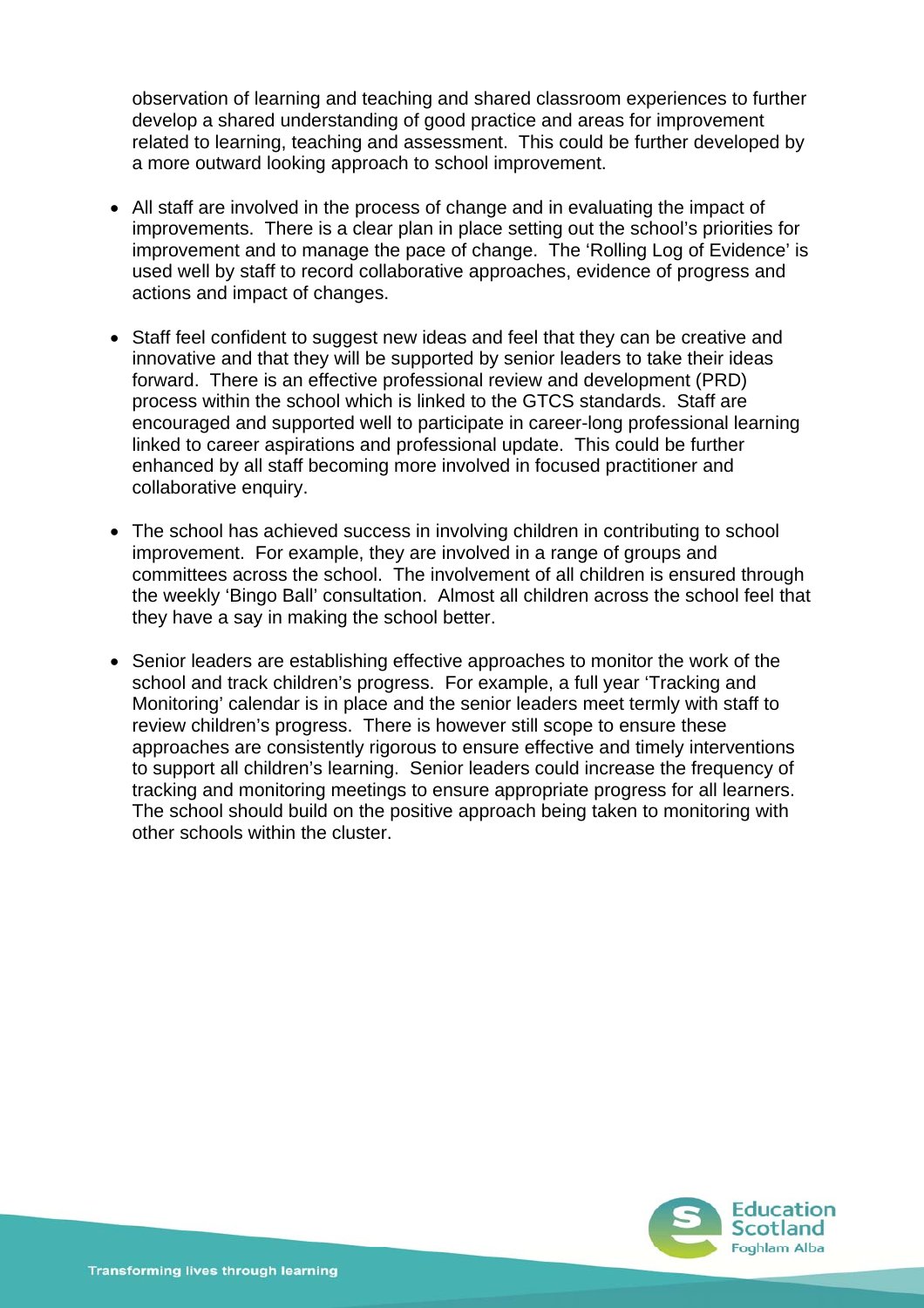observation of learning and teaching and shared classroom experiences to further develop a shared understanding of good practice and areas for improvement related to learning, teaching and assessment. This could be further developed by a more outward looking approach to school improvement.

- All staff are involved in the process of change and in evaluating the impact of improvements. There is a clear plan in place setting out the school's priorities for improvement and to manage the pace of change. The 'Rolling Log of Evidence' is used well by staff to record collaborative approaches, evidence of progress and actions and impact of changes.

- Staff feel confident to suggest new ideas and feel that they can be creative and innovative and that they will be supported by senior leaders to take their ideas forward. There is an effective professional review and development (PRD) process within the school which is linked to the GTCS standards. Staff are encouraged and supported well to participate in career-long professional learning linked to career aspirations and professional update. This could be further enhanced by all staff becoming more involved in focused practitioner and collaborative enquiry.

- The school has achieved success in involving children in contributing to school improvement. For example, they are involved in a range of groups and committees across the school. The involvement of all children is ensured through the weekly 'Bingo Ball' consultation. Almost all children across the school feel that they have a say in making the school better.

- Senior leaders are establishing effective approaches to monitor the work of the school and track children's progress. For example, a full year 'Tracking and Monitoring' calendar is in place and the senior leaders meet termly with staff to review children's progress. There is however still scope to ensure these approaches are consistently rigorous to ensure effective and timely interventions to support all children's learning. Senior leaders could increase the frequency of tracking and monitoring meetings to ensure appropriate progress for all learners. The school should build on the positive approach being taken to monitoring with other schools within the cluster.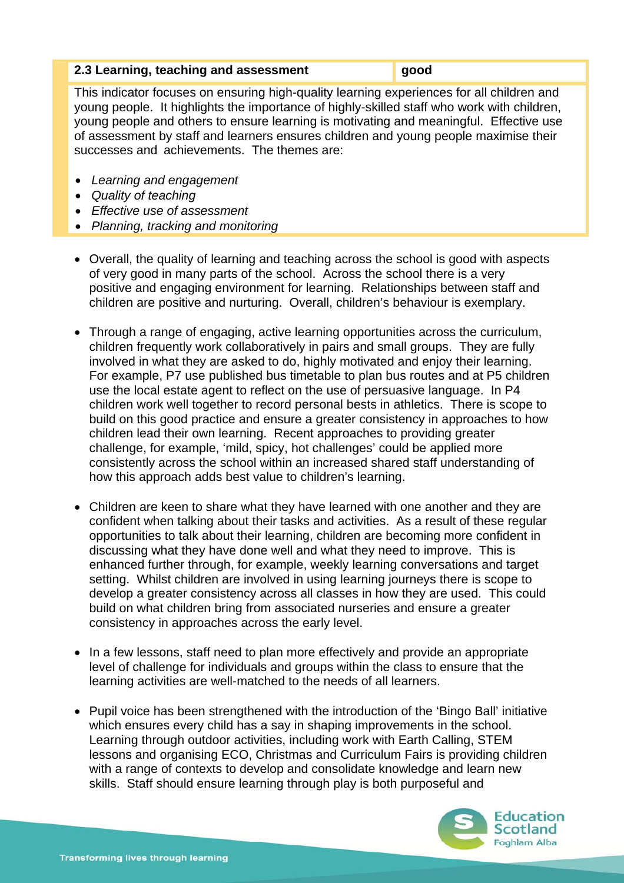| 2.3 Learning, teaching and assessment | good |
| --- | --- |

This indicator focuses on ensuring high-quality learning experiences for all children and young people. It highlights the importance of highly-skilled staff who work with children, young people and others to ensure learning is motivating and meaningful. Effective use of assessment by staff and learners ensures children and young people maximise their successes and achievements. The themes are:

- *Learning and engagement*
- *Quality of teaching*
- *Effective use of assessment*
- *Planning, tracking and monitoring*

- Overall, the quality of learning and teaching across the school is good with aspects of very good in many parts of the school. Across the school there is a very positive and engaging environment for learning. Relationships between staff and children are positive and nurturing. Overall, children's behaviour is exemplary.

- Through a range of engaging, active learning opportunities across the curriculum, children frequently work collaboratively in pairs and small groups. They are fully involved in what they are asked to do, highly motivated and enjoy their learning. For example, P7 use published bus timetable to plan bus routes and at P5 children use the local estate agent to reflect on the use of persuasive language. In P4 children work well together to record personal bests in athletics. There is scope to build on this good practice and ensure a greater consistency in approaches to how children lead their own learning. Recent approaches to providing greater challenge, for example, 'mild, spicy, hot challenges' could be applied more consistently across the school within an increased shared staff understanding of how this approach adds best value to children's learning.

- Children are keen to share what they have learned with one another and they are confident when talking about their tasks and activities. As a result of these regular opportunities to talk about their learning, children are becoming more confident in discussing what they have done well and what they need to improve. This is enhanced further through, for example, weekly learning conversations and target setting. Whilst children are involved in using learning journeys there is scope to develop a greater consistency across all classes in how they are used. This could build on what children bring from associated nurseries and ensure a greater consistency in approaches across the early level.

- In a few lessons, staff need to plan more effectively and provide an appropriate level of challenge for individuals and groups within the class to ensure that the learning activities are well-matched to the needs of all learners.

- Pupil voice has been strengthened with the introduction of the 'Bingo Ball' initiative which ensures every child has a say in shaping improvements in the school. Learning through outdoor activities, including work with Earth Calling, STEM lessons and organising ECO, Christmas and Curriculum Fairs is providing children with a range of contexts to develop and consolidate knowledge and learn new skills. Staff should ensure learning through play is both purposeful and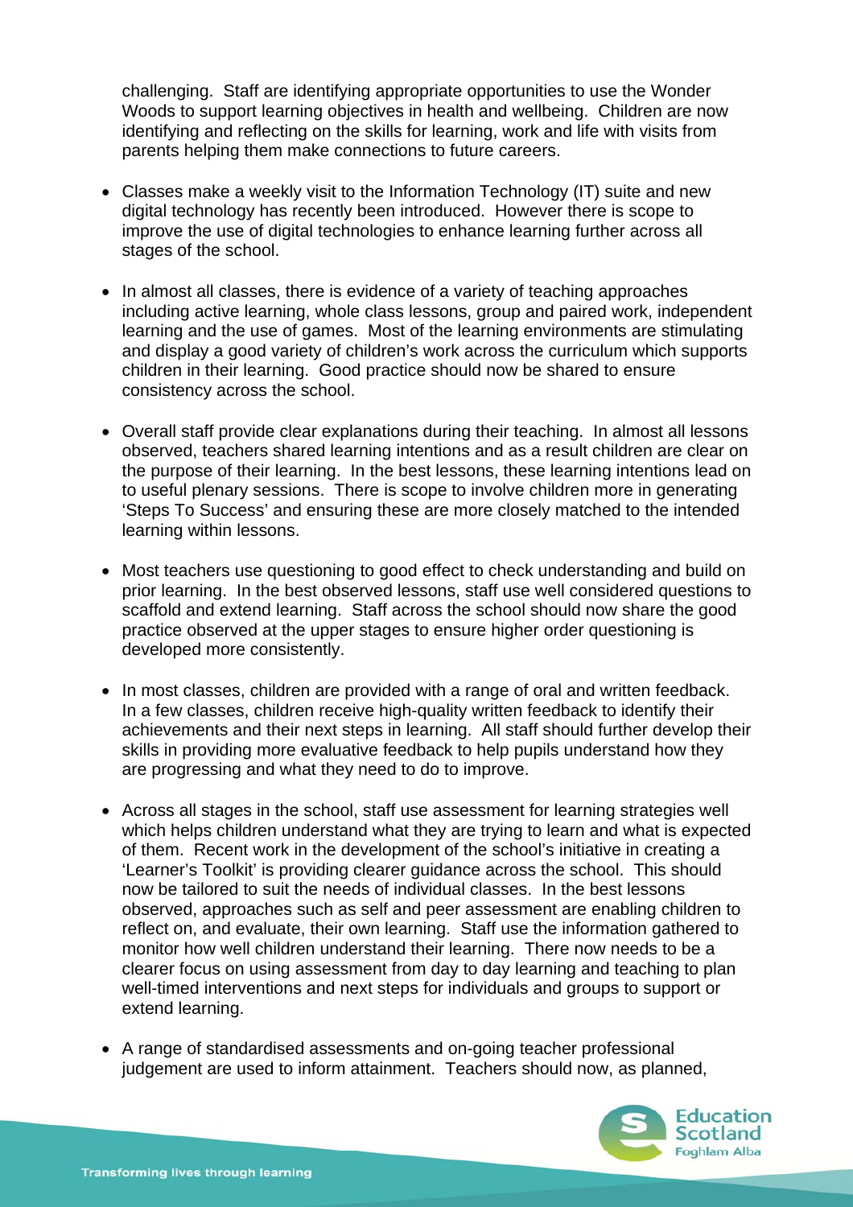challenging. Staff are identifying appropriate opportunities to use the Wonder Woods to support learning objectives in health and wellbeing. Children are now identifying and reflecting on the skills for learning, work and life with visits from parents helping them make connections to future careers.

- Classes make a weekly visit to the Information Technology (IT) suite and new digital technology has recently been introduced. However there is scope to improve the use of digital technologies to enhance learning further across all stages of the school.

- In almost all classes, there is evidence of a variety of teaching approaches including active learning, whole class lessons, group and paired work, independent learning and the use of games. Most of the learning environments are stimulating and display a good variety of children's work across the curriculum which supports children in their learning. Good practice should now be shared to ensure consistency across the school.

- Overall staff provide clear explanations during their teaching. In almost all lessons observed, teachers shared learning intentions and as a result children are clear on the purpose of their learning. In the best lessons, these learning intentions lead on to useful plenary sessions. There is scope to involve children more in generating 'Steps To Success' and ensuring these are more closely matched to the intended learning within lessons.

- Most teachers use questioning to good effect to check understanding and build on prior learning. In the best observed lessons, staff use well considered questions to scaffold and extend learning. Staff across the school should now share the good practice observed at the upper stages to ensure higher order questioning is developed more consistently.

- In most classes, children are provided with a range of oral and written feedback. In a few classes, children receive high-quality written feedback to identify their achievements and their next steps in learning. All staff should further develop their skills in providing more evaluative feedback to help pupils understand how they are progressing and what they need to do to improve.

- Across all stages in the school, staff use assessment for learning strategies well which helps children understand what they are trying to learn and what is expected of them. Recent work in the development of the school's initiative in creating a 'Learner's Toolkit' is providing clearer guidance across the school. This should now be tailored to suit the needs of individual classes. In the best lessons observed, approaches such as self and peer assessment are enabling children to reflect on, and evaluate, their own learning. Staff use the information gathered to monitor how well children understand their learning. There now needs to be a clearer focus on using assessment from day to day learning and teaching to plan well-timed interventions and next steps for individuals and groups to support or extend learning.

- A range of standardised assessments and on-going teacher professional judgement are used to inform attainment. Teachers should now, as planned,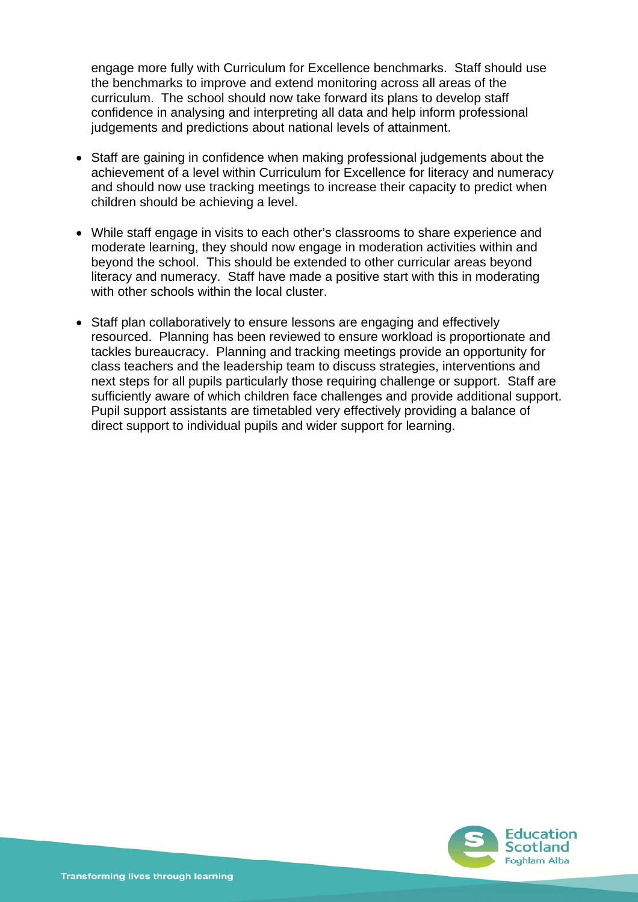engage more fully with Curriculum for Excellence benchmarks. Staff should use the benchmarks to improve and extend monitoring across all areas of the curriculum. The school should now take forward its plans to develop staff confidence in analysing and interpreting all data and help inform professional judgements and predictions about national levels of attainment.

- Staff are gaining in confidence when making professional judgements about the achievement of a level within Curriculum for Excellence for literacy and numeracy and should now use tracking meetings to increase their capacity to predict when children should be achieving a level.

- While staff engage in visits to each other's classrooms to share experience and moderate learning, they should now engage in moderation activities within and beyond the school. This should be extended to other curricular areas beyond literacy and numeracy. Staff have made a positive start with this in moderating with other schools within the local cluster.

- Staff plan collaboratively to ensure lessons are engaging and effectively resourced. Planning has been reviewed to ensure workload is proportionate and tackles bureaucracy. Planning and tracking meetings provide an opportunity for class teachers and the leadership team to discuss strategies, interventions and next steps for all pupils particularly those requiring challenge or support. Staff are sufficiently aware of which children face challenges and provide additional support. Pupil support assistants are timetabled very effectively providing a balance of direct support to individual pupils and wider support for learning.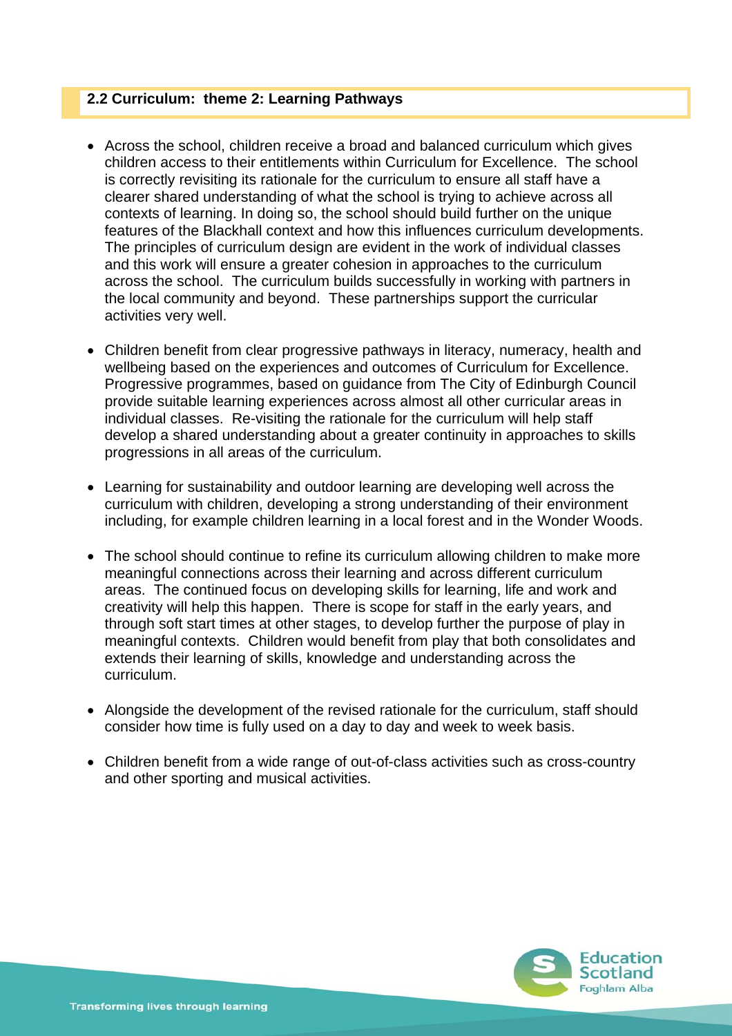## 2.2 Curriculum: theme 2: Learning Pathways

- Across the school, children receive a broad and balanced curriculum which gives children access to their entitlements within Curriculum for Excellence. The school is correctly revisiting its rationale for the curriculum to ensure all staff have a clearer shared understanding of what the school is trying to achieve across all contexts of learning. In doing so, the school should build further on the unique features of the Blackhall context and how this influences curriculum developments. The principles of curriculum design are evident in the work of individual classes and this work will ensure a greater cohesion in approaches to the curriculum across the school. The curriculum builds successfully in working with partners in the local community and beyond. These partnerships support the curricular activities very well.

- Children benefit from clear progressive pathways in literacy, numeracy, health and wellbeing based on the experiences and outcomes of Curriculum for Excellence. Progressive programmes, based on guidance from The City of Edinburgh Council provide suitable learning experiences across almost all other curricular areas in individual classes. Re-visiting the rationale for the curriculum will help staff develop a shared understanding about a greater continuity in approaches to skills progressions in all areas of the curriculum.

- Learning for sustainability and outdoor learning are developing well across the curriculum with children, developing a strong understanding of their environment including, for example children learning in a local forest and in the Wonder Woods.

- The school should continue to refine its curriculum allowing children to make more meaningful connections across their learning and across different curriculum areas. The continued focus on developing skills for learning, life and work and creativity will help this happen. There is scope for staff in the early years, and through soft start times at other stages, to develop further the purpose of play in meaningful contexts. Children would benefit from play that both consolidates and extends their learning of skills, knowledge and understanding across the curriculum.

- Alongside the development of the revised rationale for the curriculum, staff should consider how time is fully used on a day to day and week to week basis.

- Children benefit from a wide range of out-of-class activities such as cross-country and other sporting and musical activities.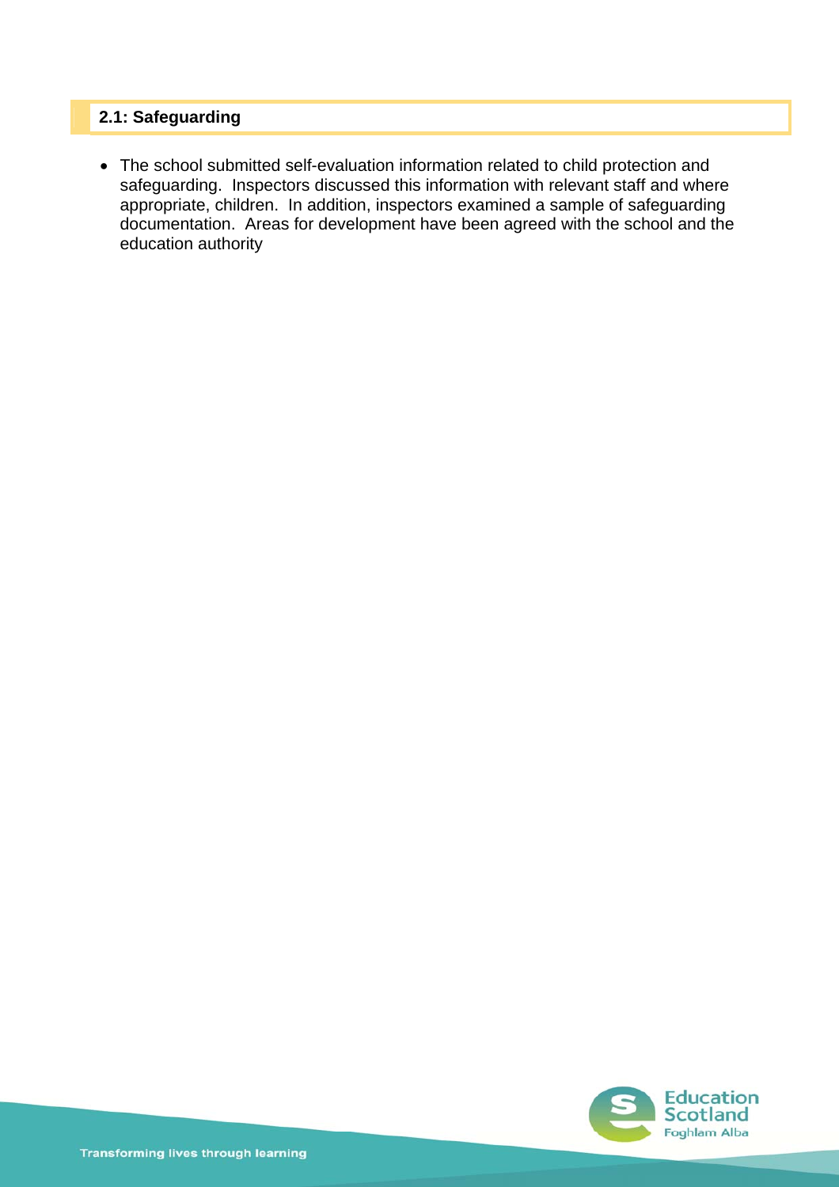## 2.1: Safeguarding

- The school submitted self-evaluation information related to child protection and safeguarding. Inspectors discussed this information with relevant staff and where appropriate, children. In addition, inspectors examined a sample of safeguarding documentation. Areas for development have been agreed with the school and the education authority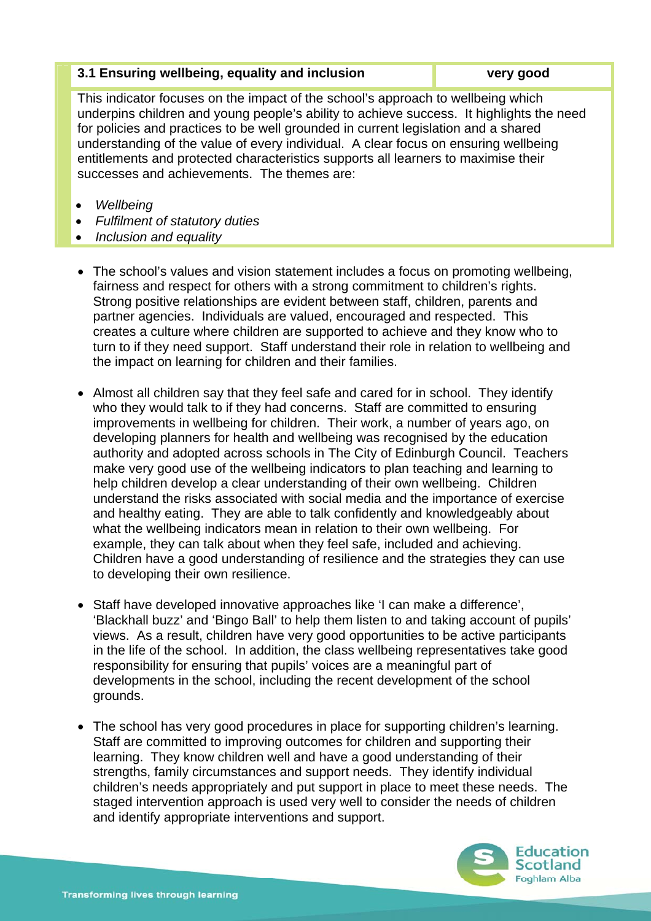| 3.1 Ensuring wellbeing, equality and inclusion | very good |
| --- | --- |

This indicator focuses on the impact of the school's approach to wellbeing which underpins children and young people's ability to achieve success. It highlights the need for policies and practices to be well grounded in current legislation and a shared understanding of the value of every individual. A clear focus on ensuring wellbeing entitlements and protected characteristics supports all learners to maximise their successes and achievements. The themes are:

- *Wellbeing*
- *Fulfilment of statutory duties*
- *Inclusion and equality*

- The school's values and vision statement includes a focus on promoting wellbeing, fairness and respect for others with a strong commitment to children's rights. Strong positive relationships are evident between staff, children, parents and partner agencies. Individuals are valued, encouraged and respected. This creates a culture where children are supported to achieve and they know who to turn to if they need support. Staff understand their role in relation to wellbeing and the impact on learning for children and their families.

- Almost all children say that they feel safe and cared for in school. They identify who they would talk to if they had concerns. Staff are committed to ensuring improvements in wellbeing for children. Their work, a number of years ago, on developing planners for health and wellbeing was recognised by the education authority and adopted across schools in The City of Edinburgh Council. Teachers make very good use of the wellbeing indicators to plan teaching and learning to help children develop a clear understanding of their own wellbeing. Children understand the risks associated with social media and the importance of exercise and healthy eating. They are able to talk confidently and knowledgeably about what the wellbeing indicators mean in relation to their own wellbeing. For example, they can talk about when they feel safe, included and achieving. Children have a good understanding of resilience and the strategies they can use to developing their own resilience.

- Staff have developed innovative approaches like 'I can make a difference', 'Blackhall buzz' and 'Bingo Ball' to help them listen to and taking account of pupils' views. As a result, children have very good opportunities to be active participants in the life of the school. In addition, the class wellbeing representatives take good responsibility for ensuring that pupils' voices are a meaningful part of developments in the school, including the recent development of the school grounds.

- The school has very good procedures in place for supporting children's learning. Staff are committed to improving outcomes for children and supporting their learning. They know children well and have a good understanding of their strengths, family circumstances and support needs. They identify individual children's needs appropriately and put support in place to meet these needs. The staged intervention approach is used very well to consider the needs of children and identify appropriate interventions and support.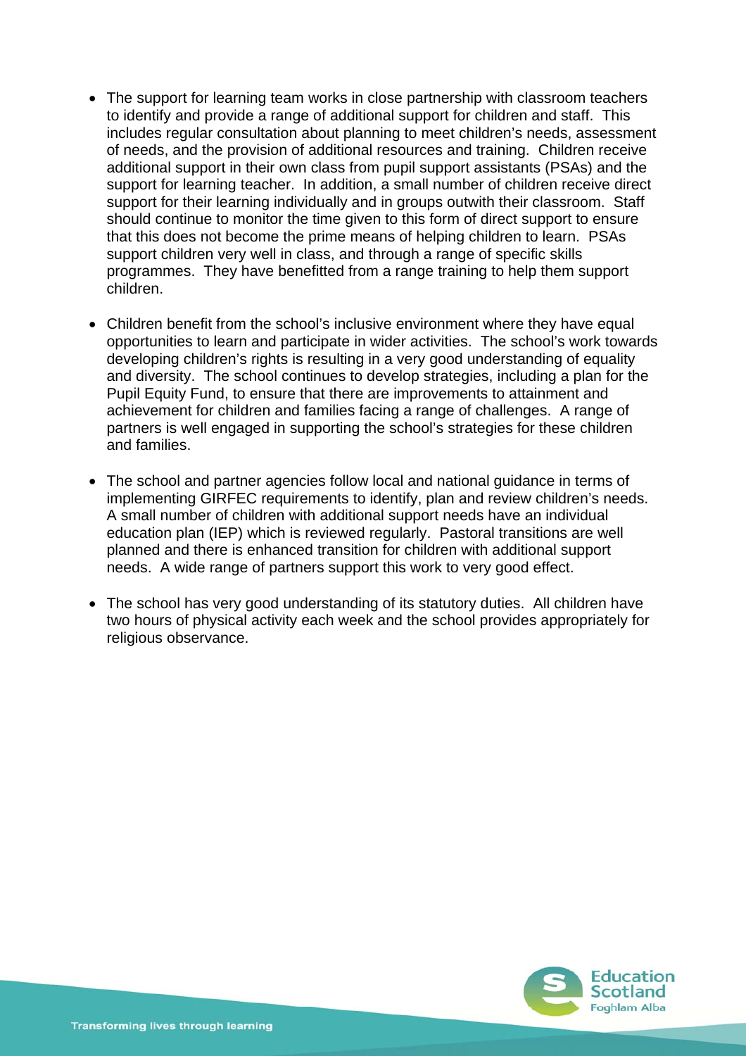- The support for learning team works in close partnership with classroom teachers to identify and provide a range of additional support for children and staff. This includes regular consultation about planning to meet children's needs, assessment of needs, and the provision of additional resources and training. Children receive additional support in their own class from pupil support assistants (PSAs) and the support for learning teacher. In addition, a small number of children receive direct support for their learning individually and in groups outwith their classroom. Staff should continue to monitor the time given to this form of direct support to ensure that this does not become the prime means of helping children to learn. PSAs support children very well in class, and through a range of specific skills programmes. They have benefitted from a range training to help them support children.

- Children benefit from the school's inclusive environment where they have equal opportunities to learn and participate in wider activities. The school's work towards developing children's rights is resulting in a very good understanding of equality and diversity. The school continues to develop strategies, including a plan for the Pupil Equity Fund, to ensure that there are improvements to attainment and achievement for children and families facing a range of challenges. A range of partners is well engaged in supporting the school's strategies for these children and families.

- The school and partner agencies follow local and national guidance in terms of implementing GIRFEC requirements to identify, plan and review children's needs. A small number of children with additional support needs have an individual education plan (IEP) which is reviewed regularly. Pastoral transitions are well planned and there is enhanced transition for children with additional support needs. A wide range of partners support this work to very good effect.

- The school has very good understanding of its statutory duties. All children have two hours of physical activity each week and the school provides appropriately for religious observance.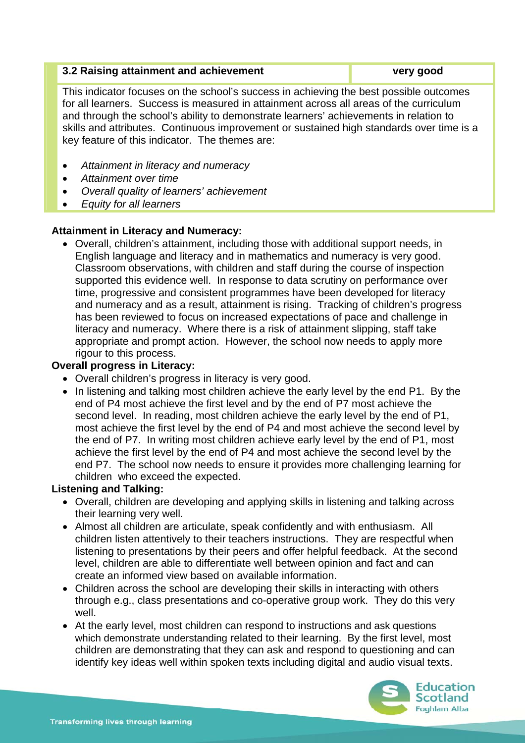| 3.2 Raising attainment and achievement | very good |
|---|---|

This indicator focuses on the school's success in achieving the best possible outcomes for all learners. Success is measured in attainment across all areas of the curriculum and through the school's ability to demonstrate learners' achievements in relation to skills and attributes. Continuous improvement or sustained high standards over time is a key feature of this indicator. The themes are:

- *Attainment in literacy and numeracy*
- *Attainment over time*
- *Overall quality of learners' achievement*
- *Equity for all learners*

**Attainment in Literacy and Numeracy:**

- Overall, children's attainment, including those with additional support needs, in English language and literacy and in mathematics and numeracy is very good. Classroom observations, with children and staff during the course of inspection supported this evidence well. In response to data scrutiny on performance over time, progressive and consistent programmes have been developed for literacy and numeracy and as a result, attainment is rising. Tracking of children's progress has been reviewed to focus on increased expectations of pace and challenge in literacy and numeracy. Where there is a risk of attainment slipping, staff take appropriate and prompt action. However, the school now needs to apply more rigour to this process.

**Overall progress in Literacy:**

- Overall children's progress in literacy is very good.
- In listening and talking most children achieve the early level by the end P1. By the end of P4 most achieve the first level and by the end of P7 most achieve the second level. In reading, most children achieve the early level by the end of P1, most achieve the first level by the end of P4 and most achieve the second level by the end of P7. In writing most children achieve early level by the end of P1, most achieve the first level by the end of P4 and most achieve the second level by the end P7. The school now needs to ensure it provides more challenging learning for children who exceed the expected.

**Listening and Talking:**

- Overall, children are developing and applying skills in listening and talking across their learning very well.
- Almost all children are articulate, speak confidently and with enthusiasm. All children listen attentively to their teachers instructions. They are respectful when listening to presentations by their peers and offer helpful feedback. At the second level, children are able to differentiate well between opinion and fact and can create an informed view based on available information.
- Children across the school are developing their skills in interacting with others through e.g., class presentations and co-operative group work. They do this very well.
- At the early level, most children can respond to instructions and ask questions which demonstrate understanding related to their learning. By the first level, most children are demonstrating that they can ask and respond to questioning and can identify key ideas well within spoken texts including digital and audio visual texts.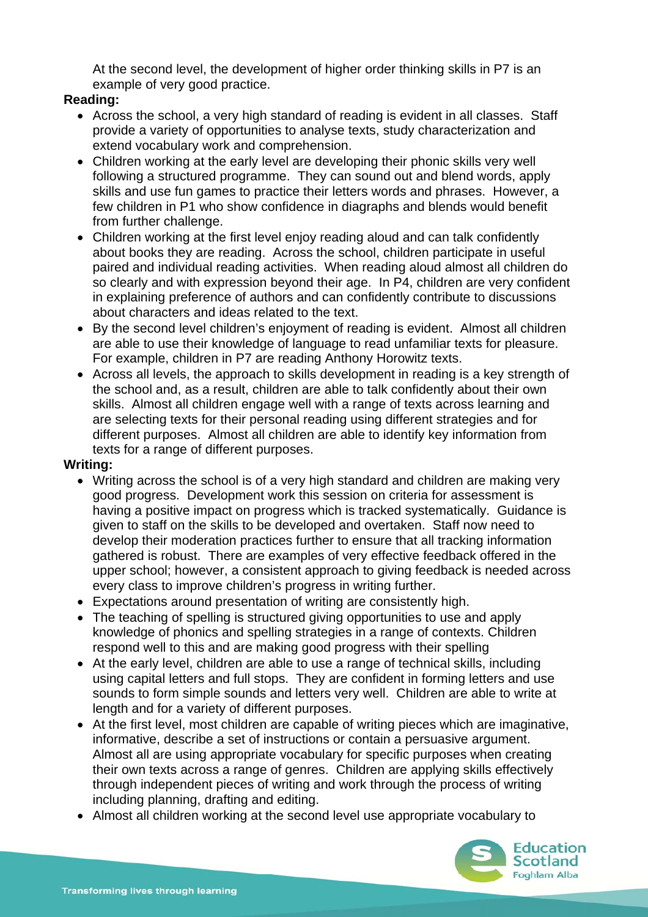At the second level, the development of higher order thinking skills in P7 is an example of very good practice.

**Reading:**

- Across the school, a very high standard of reading is evident in all classes. Staff provide a variety of opportunities to analyse texts, study characterization and extend vocabulary work and comprehension.
- Children working at the early level are developing their phonic skills very well following a structured programme. They can sound out and blend words, apply skills and use fun games to practice their letters words and phrases. However, a few children in P1 who show confidence in diagraphs and blends would benefit from further challenge.
- Children working at the first level enjoy reading aloud and can talk confidently about books they are reading. Across the school, children participate in useful paired and individual reading activities. When reading aloud almost all children do so clearly and with expression beyond their age. In P4, children are very confident in explaining preference of authors and can confidently contribute to discussions about characters and ideas related to the text.
- By the second level children's enjoyment of reading is evident. Almost all children are able to use their knowledge of language to read unfamiliar texts for pleasure. For example, children in P7 are reading Anthony Horowitz texts.
- Across all levels, the approach to skills development in reading is a key strength of the school and, as a result, children are able to talk confidently about their own skills. Almost all children engage well with a range of texts across learning and are selecting texts for their personal reading using different strategies and for different purposes. Almost all children are able to identify key information from texts for a range of different purposes.

**Writing:**

- Writing across the school is of a very high standard and children are making very good progress. Development work this session on criteria for assessment is having a positive impact on progress which is tracked systematically. Guidance is given to staff on the skills to be developed and overtaken. Staff now need to develop their moderation practices further to ensure that all tracking information gathered is robust. There are examples of very effective feedback offered in the upper school; however, a consistent approach to giving feedback is needed across every class to improve children's progress in writing further.
- Expectations around presentation of writing are consistently high.
- The teaching of spelling is structured giving opportunities to use and apply knowledge of phonics and spelling strategies in a range of contexts. Children respond well to this and are making good progress with their spelling
- At the early level, children are able to use a range of technical skills, including using capital letters and full stops. They are confident in forming letters and use sounds to form simple sounds and letters very well. Children are able to write at length and for a variety of different purposes.
- At the first level, most children are capable of writing pieces which are imaginative, informative, describe a set of instructions or contain a persuasive argument. Almost all are using appropriate vocabulary for specific purposes when creating their own texts across a range of genres. Children are applying skills effectively through independent pieces of writing and work through the process of writing including planning, drafting and editing.
- Almost all children working at the second level use appropriate vocabulary to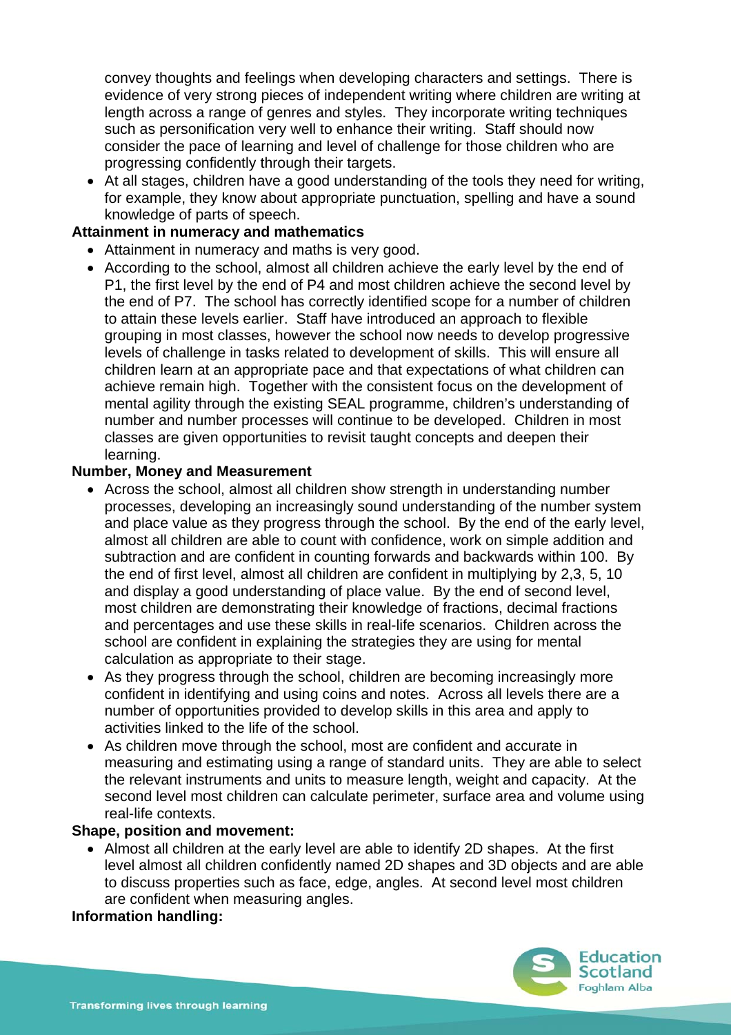convey thoughts and feelings when developing characters and settings. There is evidence of very strong pieces of independent writing where children are writing at length across a range of genres and styles. They incorporate writing techniques such as personification very well to enhance their writing. Staff should now consider the pace of learning and level of challenge for those children who are progressing confidently through their targets.

- At all stages, children have a good understanding of the tools they need for writing, for example, they know about appropriate punctuation, spelling and have a sound knowledge of parts of speech.

**Attainment in numeracy and mathematics**

- Attainment in numeracy and maths is very good.
- According to the school, almost all children achieve the early level by the end of P1, the first level by the end of P4 and most children achieve the second level by the end of P7. The school has correctly identified scope for a number of children to attain these levels earlier. Staff have introduced an approach to flexible grouping in most classes, however the school now needs to develop progressive levels of challenge in tasks related to development of skills. This will ensure all children learn at an appropriate pace and that expectations of what children can achieve remain high. Together with the consistent focus on the development of mental agility through the existing SEAL programme, children's understanding of number and number processes will continue to be developed. Children in most classes are given opportunities to revisit taught concepts and deepen their learning.

**Number, Money and Measurement**

- Across the school, almost all children show strength in understanding number processes, developing an increasingly sound understanding of the number system and place value as they progress through the school. By the end of the early level, almost all children are able to count with confidence, work on simple addition and subtraction and are confident in counting forwards and backwards within 100. By the end of first level, almost all children are confident in multiplying by 2,3, 5, 10 and display a good understanding of place value. By the end of second level, most children are demonstrating their knowledge of fractions, decimal fractions and percentages and use these skills in real-life scenarios. Children across the school are confident in explaining the strategies they are using for mental calculation as appropriate to their stage.
- As they progress through the school, children are becoming increasingly more confident in identifying and using coins and notes. Across all levels there are a number of opportunities provided to develop skills in this area and apply to activities linked to the life of the school.
- As children move through the school, most are confident and accurate in measuring and estimating using a range of standard units. They are able to select the relevant instruments and units to measure length, weight and capacity. At the second level most children can calculate perimeter, surface area and volume using real-life contexts.

**Shape, position and movement:**

- Almost all children at the early level are able to identify 2D shapes. At the first level almost all children confidently named 2D shapes and 3D objects and are able to discuss properties such as face, edge, angles. At second level most children are confident when measuring angles.

**Information handling:**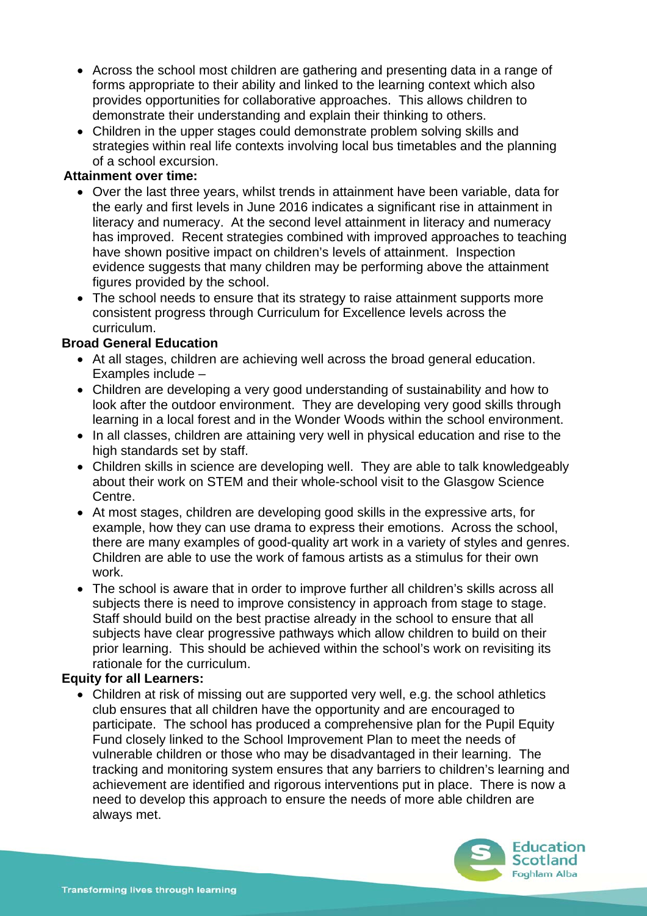- Across the school most children are gathering and presenting data in a range of forms appropriate to their ability and linked to the learning context which also provides opportunities for collaborative approaches. This allows children to demonstrate their understanding and explain their thinking to others.
- Children in the upper stages could demonstrate problem solving skills and strategies within real life contexts involving local bus timetables and the planning of a school excursion.

**Attainment over time:**

- Over the last three years, whilst trends in attainment have been variable, data for the early and first levels in June 2016 indicates a significant rise in attainment in literacy and numeracy. At the second level attainment in literacy and numeracy has improved. Recent strategies combined with improved approaches to teaching have shown positive impact on children's levels of attainment. Inspection evidence suggests that many children may be performing above the attainment figures provided by the school.
- The school needs to ensure that its strategy to raise attainment supports more consistent progress through Curriculum for Excellence levels across the curriculum.

**Broad General Education**

- At all stages, children are achieving well across the broad general education. Examples include –
- Children are developing a very good understanding of sustainability and how to look after the outdoor environment. They are developing very good skills through learning in a local forest and in the Wonder Woods within the school environment.
- In all classes, children are attaining very well in physical education and rise to the high standards set by staff.
- Children skills in science are developing well. They are able to talk knowledgeably about their work on STEM and their whole-school visit to the Glasgow Science Centre.
- At most stages, children are developing good skills in the expressive arts, for example, how they can use drama to express their emotions. Across the school, there are many examples of good-quality art work in a variety of styles and genres. Children are able to use the work of famous artists as a stimulus for their own work.
- The school is aware that in order to improve further all children's skills across all subjects there is need to improve consistency in approach from stage to stage. Staff should build on the best practise already in the school to ensure that all subjects have clear progressive pathways which allow children to build on their prior learning. This should be achieved within the school's work on revisiting its rationale for the curriculum.

**Equity for all Learners:**

- Children at risk of missing out are supported very well, e.g. the school athletics club ensures that all children have the opportunity and are encouraged to participate. The school has produced a comprehensive plan for the Pupil Equity Fund closely linked to the School Improvement Plan to meet the needs of vulnerable children or those who may be disadvantaged in their learning. The tracking and monitoring system ensures that any barriers to children's learning and achievement are identified and rigorous interventions put in place. There is now a need to develop this approach to ensure the needs of more able children are always met.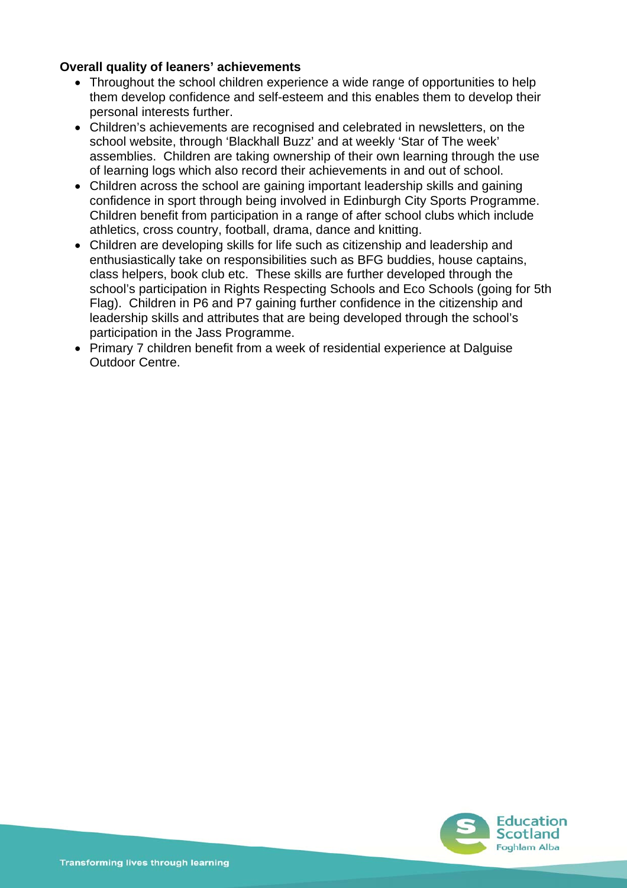**Overall quality of leaners' achievements**

- Throughout the school children experience a wide range of opportunities to help them develop confidence and self-esteem and this enables them to develop their personal interests further.
- Children's achievements are recognised and celebrated in newsletters, on the school website, through 'Blackhall Buzz' and at weekly 'Star of The week' assemblies. Children are taking ownership of their own learning through the use of learning logs which also record their achievements in and out of school.
- Children across the school are gaining important leadership skills and gaining confidence in sport through being involved in Edinburgh City Sports Programme. Children benefit from participation in a range of after school clubs which include athletics, cross country, football, drama, dance and knitting.
- Children are developing skills for life such as citizenship and leadership and enthusiastically take on responsibilities such as BFG buddies, house captains, class helpers, book club etc. These skills are further developed through the school's participation in Rights Respecting Schools and Eco Schools (going for 5th Flag). Children in P6 and P7 gaining further confidence in the citizenship and leadership skills and attributes that are being developed through the school's participation in the Jass Programme.
- Primary 7 children benefit from a week of residential experience at Dalguise Outdoor Centre.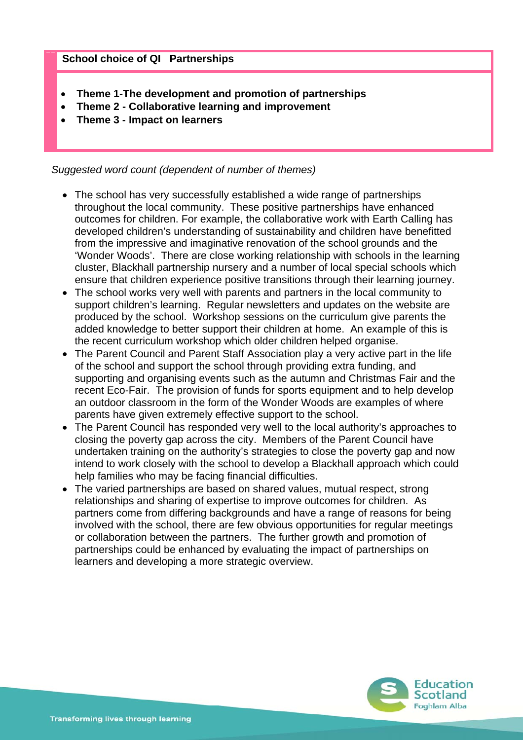**School choice of QI Partnerships**

- **Theme 1-The development and promotion of partnerships**
- **Theme 2 - Collaborative learning and improvement**
- **Theme 3 - Impact on learners**

*Suggested word count (dependent of number of themes)*

- The school has very successfully established a wide range of partnerships throughout the local community. These positive partnerships have enhanced outcomes for children. For example, the collaborative work with Earth Calling has developed children's understanding of sustainability and children have benefitted from the impressive and imaginative renovation of the school grounds and the 'Wonder Woods'. There are close working relationship with schools in the learning cluster, Blackhall partnership nursery and a number of local special schools which ensure that children experience positive transitions through their learning journey.
- The school works very well with parents and partners in the local community to support children's learning. Regular newsletters and updates on the website are produced by the school. Workshop sessions on the curriculum give parents the added knowledge to better support their children at home. An example of this is the recent curriculum workshop which older children helped organise.
- The Parent Council and Parent Staff Association play a very active part in the life of the school and support the school through providing extra funding, and supporting and organising events such as the autumn and Christmas Fair and the recent Eco-Fair. The provision of funds for sports equipment and to help develop an outdoor classroom in the form of the Wonder Woods are examples of where parents have given extremely effective support to the school.
- The Parent Council has responded very well to the local authority's approaches to closing the poverty gap across the city. Members of the Parent Council have undertaken training on the authority's strategies to close the poverty gap and now intend to work closely with the school to develop a Blackhall approach which could help families who may be facing financial difficulties.
- The varied partnerships are based on shared values, mutual respect, strong relationships and sharing of expertise to improve outcomes for children. As partners come from differing backgrounds and have a range of reasons for being involved with the school, there are few obvious opportunities for regular meetings or collaboration between the partners. The further growth and promotion of partnerships could be enhanced by evaluating the impact of partnerships on learners and developing a more strategic overview.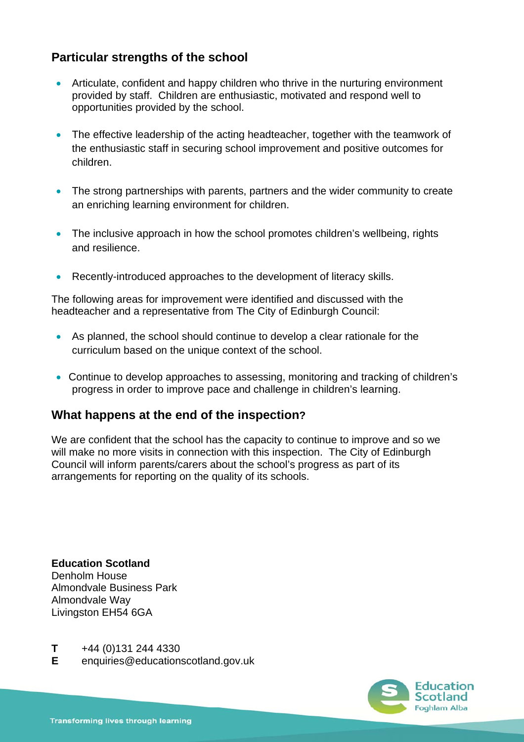## Particular strengths of the school

- Articulate, confident and happy children who thrive in the nurturing environment provided by staff. Children are enthusiastic, motivated and respond well to opportunities provided by the school.
- The effective leadership of the acting headteacher, together with the teamwork of the enthusiastic staff in securing school improvement and positive outcomes for children.
- The strong partnerships with parents, partners and the wider community to create an enriching learning environment for children.
- The inclusive approach in how the school promotes children's wellbeing, rights and resilience.
- Recently-introduced approaches to the development of literacy skills.

The following areas for improvement were identified and discussed with the headteacher and a representative from The City of Edinburgh Council:

- As planned, the school should continue to develop a clear rationale for the curriculum based on the unique context of the school.
- Continue to develop approaches to assessing, monitoring and tracking of children's progress in order to improve pace and challenge in children's learning.

## What happens at the end of the inspection?

We are confident that the school has the capacity to continue to improve and so we will make no more visits in connection with this inspection. The City of Edinburgh Council will inform parents/carers about the school's progress as part of its arrangements for reporting on the quality of its schools.

**Education Scotland**
Denholm House
Almondvale Business Park
Almondvale Way
Livingston EH54 6GA

**T** +44 (0)131 244 4330
**E** enquiries@educationscotland.gov.uk

Education Scotland
Foghlam Alba

Transforming lives through learning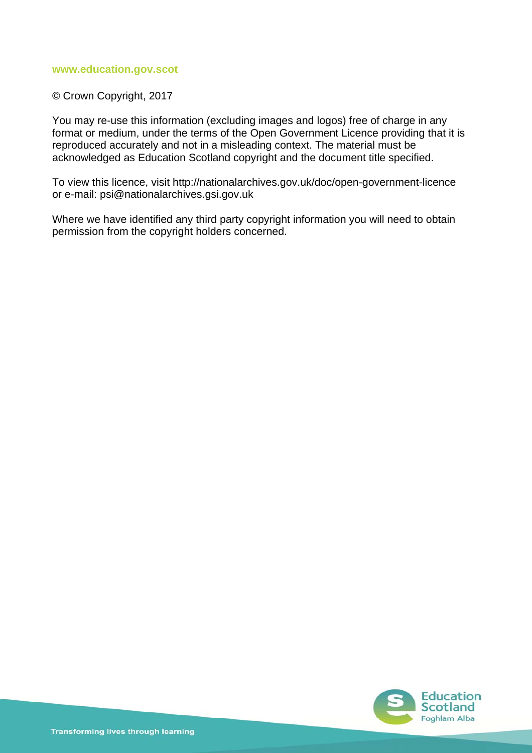**www.education.gov.scot**

© Crown Copyright, 2017

You may re-use this information (excluding images and logos) free of charge in any format or medium, under the terms of the Open Government Licence providing that it is reproduced accurately and not in a misleading context. The material must be acknowledged as Education Scotland copyright and the document title specified.

To view this licence, visit http://nationalarchives.gov.uk/doc/open-government-licence or e-mail: psi@nationalarchives.gsi.gov.uk

Where we have identified any third party copyright information you will need to obtain permission from the copyright holders concerned.

Transforming lives through learning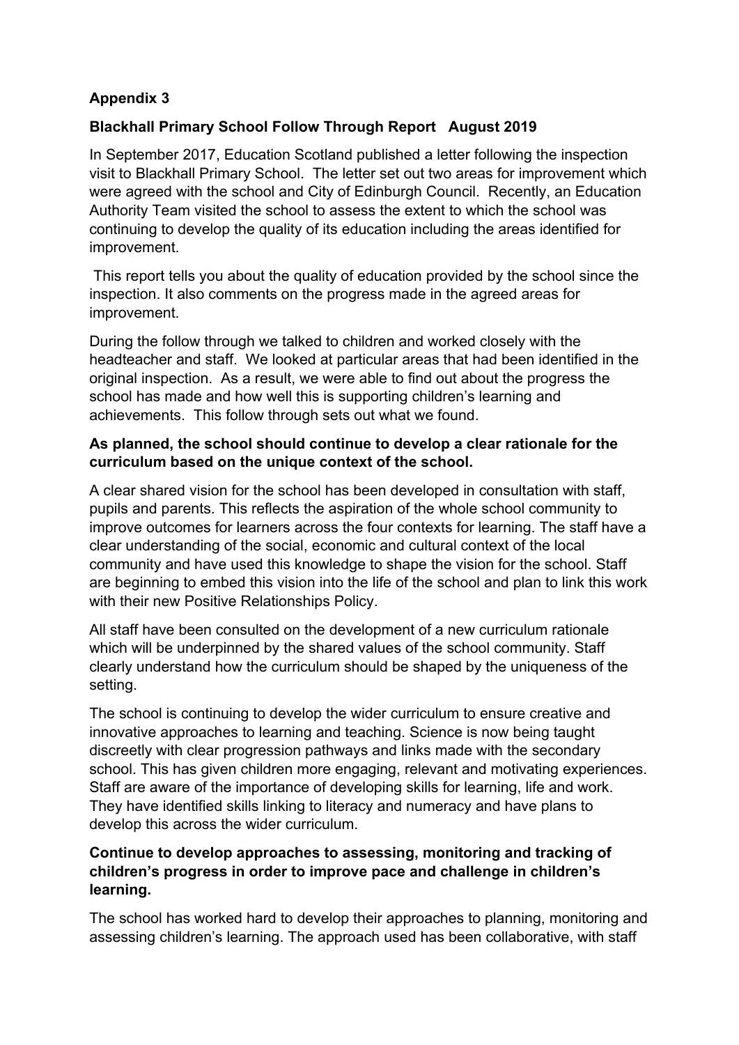**Appendix 3**

**Blackhall Primary School Follow Through Report August 2019**

In September 2017, Education Scotland published a letter following the inspection visit to Blackhall Primary School. The letter set out two areas for improvement which were agreed with the school and City of Edinburgh Council. Recently, an Education Authority Team visited the school to assess the extent to which the school was continuing to develop the quality of its education including the areas identified for improvement.

This report tells you about the quality of education provided by the school since the inspection. It also comments on the progress made in the agreed areas for improvement.

During the follow through we talked to children and worked closely with the headteacher and staff. We looked at particular areas that had been identified in the original inspection. As a result, we were able to find out about the progress the school has made and how well this is supporting children's learning and achievements. This follow through sets out what we found.

**As planned, the school should continue to develop a clear rationale for the curriculum based on the unique context of the school.**

A clear shared vision for the school has been developed in consultation with staff, pupils and parents. This reflects the aspiration of the whole school community to improve outcomes for learners across the four contexts for learning. The staff have a clear understanding of the social, economic and cultural context of the local community and have used this knowledge to shape the vision for the school. Staff are beginning to embed this vision into the life of the school and plan to link this work with their new Positive Relationships Policy.

All staff have been consulted on the development of a new curriculum rationale which will be underpinned by the shared values of the school community. Staff clearly understand how the curriculum should be shaped by the uniqueness of the setting.

The school is continuing to develop the wider curriculum to ensure creative and innovative approaches to learning and teaching. Science is now being taught discreetly with clear progression pathways and links made with the secondary school. This has given children more engaging, relevant and motivating experiences. Staff are aware of the importance of developing skills for learning, life and work. They have identified skills linking to literacy and numeracy and have plans to develop this across the wider curriculum.

**Continue to develop approaches to assessing, monitoring and tracking of children's progress in order to improve pace and challenge in children's learning.**

The school has worked hard to develop their approaches to planning, monitoring and assessing children's learning. The approach used has been collaborative, with staff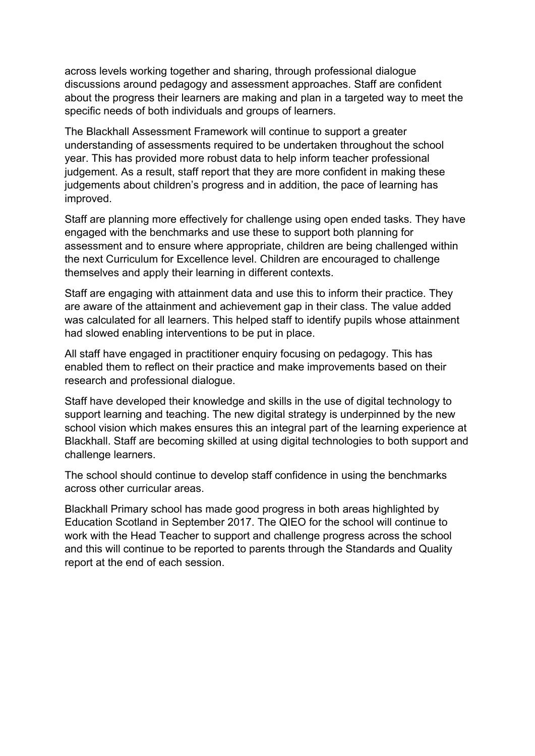across levels working together and sharing, through professional dialogue discussions around pedagogy and assessment approaches. Staff are confident about the progress their learners are making and plan in a targeted way to meet the specific needs of both individuals and groups of learners.

The Blackhall Assessment Framework will continue to support a greater understanding of assessments required to be undertaken throughout the school year. This has provided more robust data to help inform teacher professional judgement. As a result, staff report that they are more confident in making these judgements about children's progress and in addition, the pace of learning has improved.

Staff are planning more effectively for challenge using open ended tasks. They have engaged with the benchmarks and use these to support both planning for assessment and to ensure where appropriate, children are being challenged within the next Curriculum for Excellence level. Children are encouraged to challenge themselves and apply their learning in different contexts.

Staff are engaging with attainment data and use this to inform their practice. They are aware of the attainment and achievement gap in their class. The value added was calculated for all learners. This helped staff to identify pupils whose attainment had slowed enabling interventions to be put in place.

All staff have engaged in practitioner enquiry focusing on pedagogy. This has enabled them to reflect on their practice and make improvements based on their research and professional dialogue.

Staff have developed their knowledge and skills in the use of digital technology to support learning and teaching. The new digital strategy is underpinned by the new school vision which makes ensures this an integral part of the learning experience at Blackhall. Staff are becoming skilled at using digital technologies to both support and challenge learners.

The school should continue to develop staff confidence in using the benchmarks across other curricular areas.

Blackhall Primary school has made good progress in both areas highlighted by Education Scotland in September 2017. The QIEO for the school will continue to work with the Head Teacher to support and challenge progress across the school and this will continue to be reported to parents through the Standards and Quality report at the end of each session.